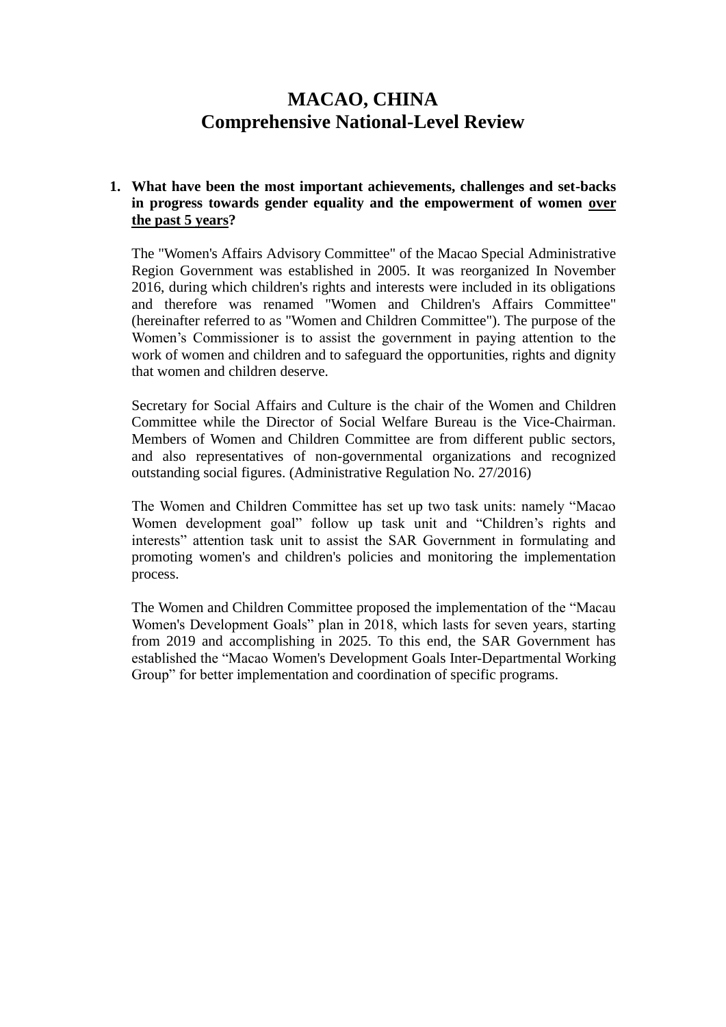# MACAO, CHINA
# Comprehensive National-Level Review

1. **What have been the most important achievements, challenges and set-backs in progress towards gender equality and the empowerment of women <u>over the past 5 years</u>?**

   The "Women's Affairs Advisory Committee" of the Macao Special Administrative Region Government was established in 2005. It was reorganized In November 2016, during which children's rights and interests were included in its obligations and therefore was renamed "Women and Children's Affairs Committee" (hereinafter referred to as "Women and Children Committee"). The purpose of the Women's Commissioner is to assist the government in paying attention to the work of women and children and to safeguard the opportunities, rights and dignity that women and children deserve.

   Secretary for Social Affairs and Culture is the chair of the Women and Children Committee while the Director of Social Welfare Bureau is the Vice-Chairman. Members of Women and Children Committee are from different public sectors, and also representatives of non-governmental organizations and recognized outstanding social figures. (Administrative Regulation No. 27/2016)

   The Women and Children Committee has set up two task units: namely "Macao Women development goal" follow up task unit and "Children's rights and interests" attention task unit to assist the SAR Government in formulating and promoting women's and children's policies and monitoring the implementation process.

   The Women and Children Committee proposed the implementation of the "Macau Women's Development Goals" plan in 2018, which lasts for seven years, starting from 2019 and accomplishing in 2025. To this end, the SAR Government has established the "Macao Women's Development Goals Inter-Departmental Working Group" for better implementation and coordination of specific programs.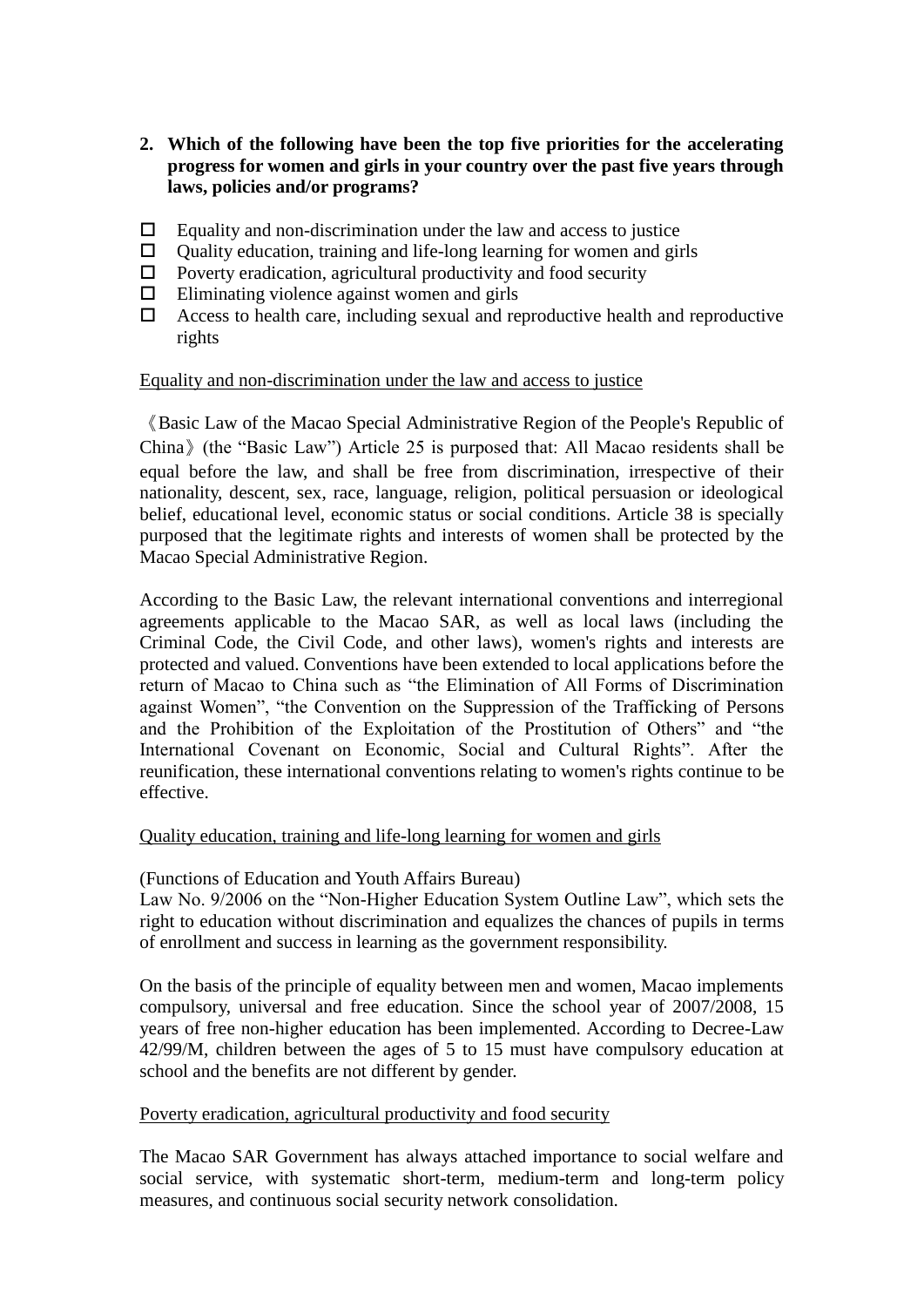**2. Which of the following have been the top five priorities for the accelerating progress for women and girls in your country over the past five years through laws, policies and/or programs?**

- ☐ Equality and non-discrimination under the law and access to justice
- ☐ Quality education, training and life-long learning for women and girls
- ☐ Poverty eradication, agricultural productivity and food security
- ☐ Eliminating violence against women and girls
- ☐ Access to health care, including sexual and reproductive health and reproductive rights

<u>Equality and non-discrimination under the law and access to justice</u>

《Basic Law of the Macao Special Administrative Region of the People's Republic of China》(the "Basic Law") Article 25 is purposed that: All Macao residents shall be equal before the law, and shall be free from discrimination, irrespective of their nationality, descent, sex, race, language, religion, political persuasion or ideological belief, educational level, economic status or social conditions. Article 38 is specially purposed that the legitimate rights and interests of women shall be protected by the Macao Special Administrative Region.

According to the Basic Law, the relevant international conventions and interregional agreements applicable to the Macao SAR, as well as local laws (including the Criminal Code, the Civil Code, and other laws), women's rights and interests are protected and valued. Conventions have been extended to local applications before the return of Macao to China such as "the Elimination of All Forms of Discrimination against Women", "the Convention on the Suppression of the Trafficking of Persons and the Prohibition of the Exploitation of the Prostitution of Others" and "the International Covenant on Economic, Social and Cultural Rights". After the reunification, these international conventions relating to women's rights continue to be effective.

<u>Quality education, training and life-long learning for women and girls</u>

(Functions of Education and Youth Affairs Bureau)
Law No. 9/2006 on the "Non-Higher Education System Outline Law", which sets the right to education without discrimination and equalizes the chances of pupils in terms of enrollment and success in learning as the government responsibility.

On the basis of the principle of equality between men and women, Macao implements compulsory, universal and free education. Since the school year of 2007/2008, 15 years of free non-higher education has been implemented. According to Decree-Law 42/99/M, children between the ages of 5 to 15 must have compulsory education at school and the benefits are not different by gender.

<u>Poverty eradication, agricultural productivity and food security</u>

The Macao SAR Government has always attached importance to social welfare and social service, with systematic short-term, medium-term and long-term policy measures, and continuous social security network consolidation.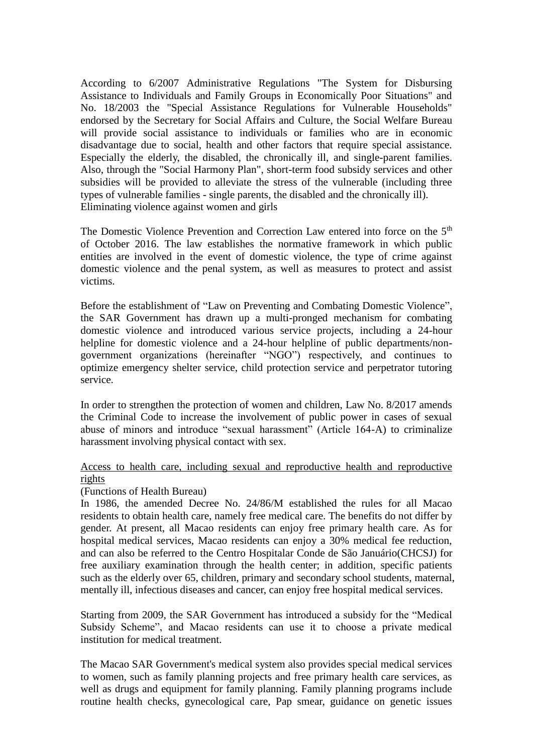According to 6/2007 Administrative Regulations "The System for Disbursing Assistance to Individuals and Family Groups in Economically Poor Situations" and No. 18/2003 the "Special Assistance Regulations for Vulnerable Households" endorsed by the Secretary for Social Affairs and Culture, the Social Welfare Bureau will provide social assistance to individuals or families who are in economic disadvantage due to social, health and other factors that require special assistance. Especially the elderly, the disabled, the chronically ill, and single-parent families. Also, through the "Social Harmony Plan", short-term food subsidy services and other subsidies will be provided to alleviate the stress of the vulnerable (including three types of vulnerable families - single parents, the disabled and the chronically ill).

Eliminating violence against women and girls

The Domestic Violence Prevention and Correction Law entered into force on the 5th of October 2016. The law establishes the normative framework in which public entities are involved in the event of domestic violence, the type of crime against domestic violence and the penal system, as well as measures to protect and assist victims.

Before the establishment of "Law on Preventing and Combating Domestic Violence", the SAR Government has drawn up a multi-pronged mechanism for combating domestic violence and introduced various service projects, including a 24-hour helpline for domestic violence and a 24-hour helpline of public departments/non-government organizations (hereinafter "NGO") respectively, and continues to optimize emergency shelter service, child protection service and perpetrator tutoring service.

In order to strengthen the protection of women and children, Law No. 8/2017 amends the Criminal Code to increase the involvement of public power in cases of sexual abuse of minors and introduce "sexual harassment" (Article 164-A) to criminalize harassment involving physical contact with sex.

Access to health care, including sexual and reproductive health and reproductive rights

(Functions of Health Bureau)

In 1986, the amended Decree No. 24/86/M established the rules for all Macao residents to obtain health care, namely free medical care. The benefits do not differ by gender. At present, all Macao residents can enjoy free primary health care. As for hospital medical services, Macao residents can enjoy a 30% medical fee reduction, and can also be referred to the Centro Hospitalar Conde de São Januário(CHCSJ) for free auxiliary examination through the health center; in addition, specific patients such as the elderly over 65, children, primary and secondary school students, maternal, mentally ill, infectious diseases and cancer, can enjoy free hospital medical services.

Starting from 2009, the SAR Government has introduced a subsidy for the "Medical Subsidy Scheme", and Macao residents can use it to choose a private medical institution for medical treatment.

The Macao SAR Government's medical system also provides special medical services to women, such as family planning projects and free primary health care services, as well as drugs and equipment for family planning. Family planning programs include routine health checks, gynecological care, Pap smear, guidance on genetic issues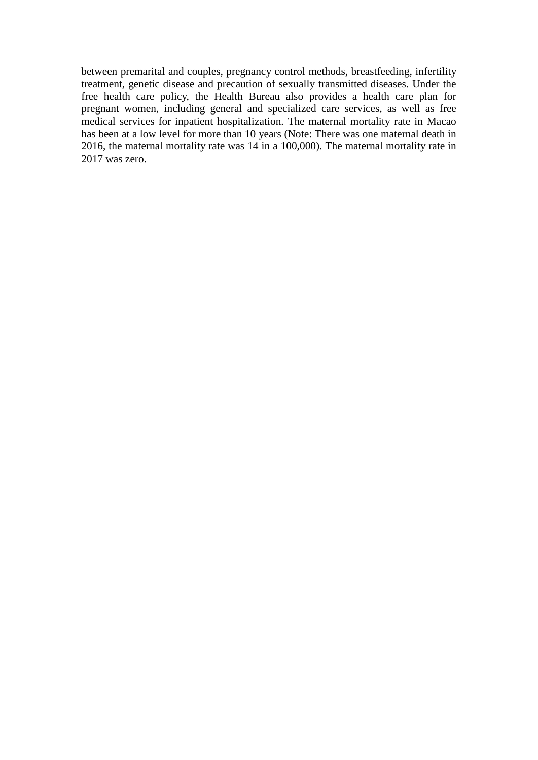between premarital and couples, pregnancy control methods, breastfeeding, infertility treatment, genetic disease and precaution of sexually transmitted diseases. Under the free health care policy, the Health Bureau also provides a health care plan for pregnant women, including general and specialized care services, as well as free medical services for inpatient hospitalization. The maternal mortality rate in Macao has been at a low level for more than 10 years (Note: There was one maternal death in 2016, the maternal mortality rate was 14 in a 100,000). The maternal mortality rate in 2017 was zero.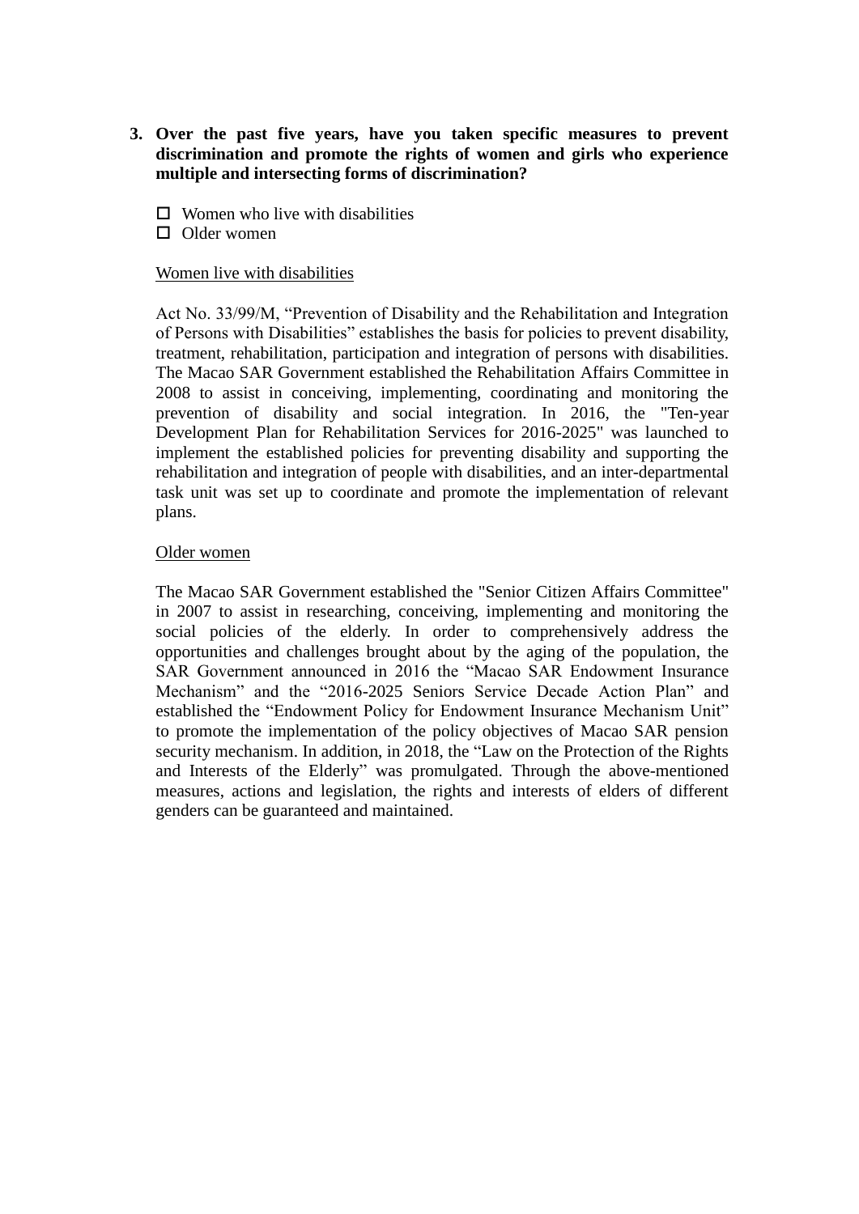3. **Over the past five years, have you taken specific measures to prevent discrimination and promote the rights of women and girls who experience multiple and intersecting forms of discrimination?**

   ☐ Women who live with disabilities
   ☐ Older women

   <u>Women live with disabilities</u>

   Act No. 33/99/M, "Prevention of Disability and the Rehabilitation and Integration of Persons with Disabilities" establishes the basis for policies to prevent disability, treatment, rehabilitation, participation and integration of persons with disabilities. The Macao SAR Government established the Rehabilitation Affairs Committee in 2008 to assist in conceiving, implementing, coordinating and monitoring the prevention of disability and social integration. In 2016, the "Ten-year Development Plan for Rehabilitation Services for 2016-2025" was launched to implement the established policies for preventing disability and supporting the rehabilitation and integration of people with disabilities, and an inter-departmental task unit was set up to coordinate and promote the implementation of relevant plans.

   <u>Older women</u>

   The Macao SAR Government established the "Senior Citizen Affairs Committee" in 2007 to assist in researching, conceiving, implementing and monitoring the social policies of the elderly. In order to comprehensively address the opportunities and challenges brought about by the aging of the population, the SAR Government announced in 2016 the "Macao SAR Endowment Insurance Mechanism" and the "2016-2025 Seniors Service Decade Action Plan" and established the "Endowment Policy for Endowment Insurance Mechanism Unit" to promote the implementation of the policy objectives of Macao SAR pension security mechanism. In addition, in 2018, the "Law on the Protection of the Rights and Interests of the Elderly" was promulgated. Through the above-mentioned measures, actions and legislation, the rights and interests of elders of different genders can be guaranteed and maintained.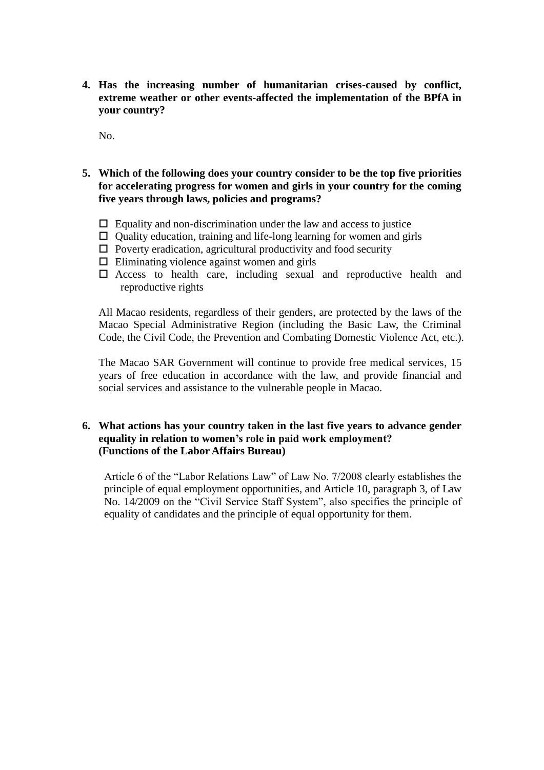**4. Has the increasing number of humanitarian crises-caused by conflict, extreme weather or other events-affected the implementation of the BPfA in your country?**

No.

**5. Which of the following does your country consider to be the top five priorities for accelerating progress for women and girls in your country for the coming five years through laws, policies and programs?**

- ☐ Equality and non-discrimination under the law and access to justice
- ☐ Quality education, training and life-long learning for women and girls
- ☐ Poverty eradication, agricultural productivity and food security
- ☐ Eliminating violence against women and girls
- ☐ Access to health care, including sexual and reproductive health and reproductive rights

All Macao residents, regardless of their genders, are protected by the laws of the Macao Special Administrative Region (including the Basic Law, the Criminal Code, the Civil Code, the Prevention and Combating Domestic Violence Act, etc.).

The Macao SAR Government will continue to provide free medical services, 15 years of free education in accordance with the law, and provide financial and social services and assistance to the vulnerable people in Macao.

**6. What actions has your country taken in the last five years to advance gender equality in relation to women's role in paid work employment? (Functions of the Labor Affairs Bureau)**

Article 6 of the "Labor Relations Law" of Law No. 7/2008 clearly establishes the principle of equal employment opportunities, and Article 10, paragraph 3, of Law No. 14/2009 on the "Civil Service Staff System", also specifies the principle of equality of candidates and the principle of equal opportunity for them.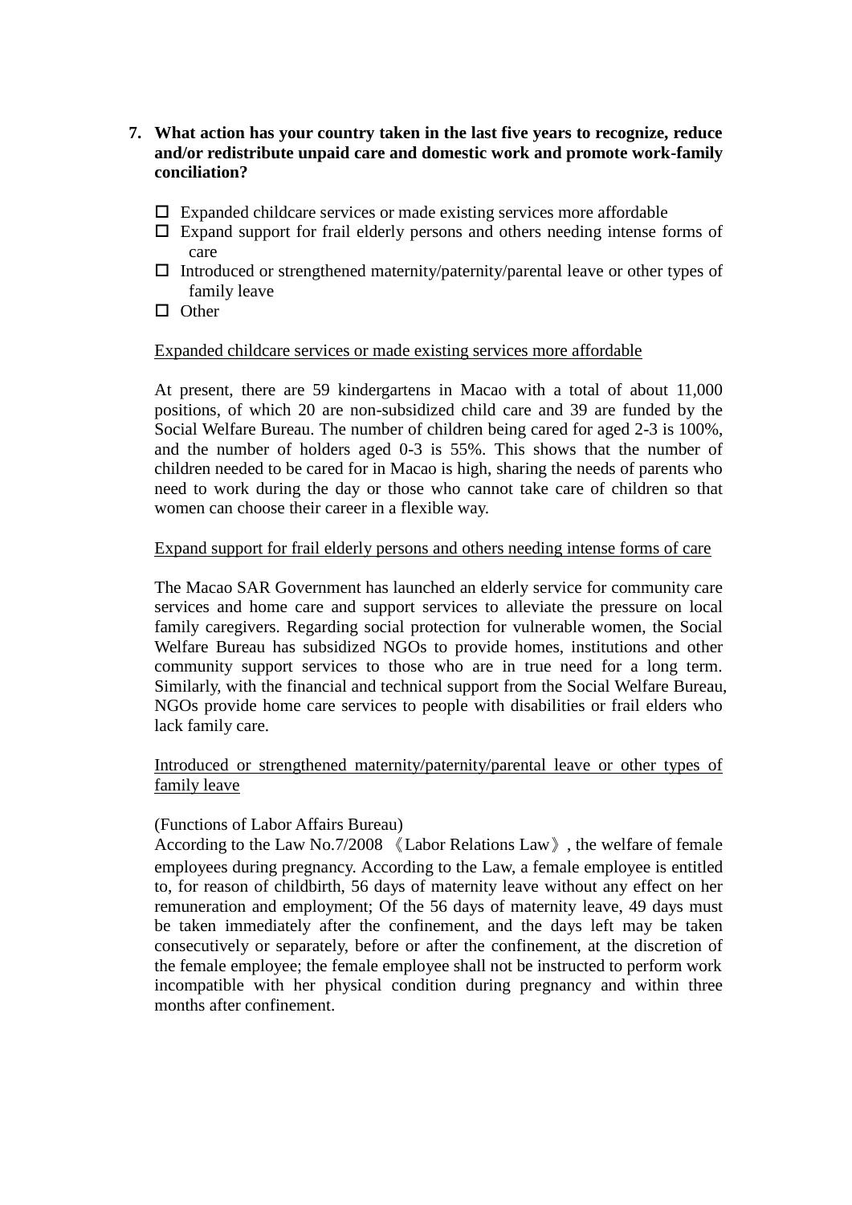**7. What action has your country taken in the last five years to recognize, reduce and/or redistribute unpaid care and domestic work and promote work-family conciliation?**

- ☐ Expanded childcare services or made existing services more affordable
- ☐ Expand support for frail elderly persons and others needing intense forms of care
- ☐ Introduced or strengthened maternity/paternity/parental leave or other types of family leave
- ☐ Other

<u>Expanded childcare services or made existing services more affordable</u>

At present, there are 59 kindergartens in Macao with a total of about 11,000 positions, of which 20 are non-subsidized child care and 39 are funded by the Social Welfare Bureau. The number of children being cared for aged 2-3 is 100%, and the number of holders aged 0-3 is 55%. This shows that the number of children needed to be cared for in Macao is high, sharing the needs of parents who need to work during the day or those who cannot take care of children so that women can choose their career in a flexible way.

<u>Expand support for frail elderly persons and others needing intense forms of care</u>

The Macao SAR Government has launched an elderly service for community care services and home care and support services to alleviate the pressure on local family caregivers. Regarding social protection for vulnerable women, the Social Welfare Bureau has subsidized NGOs to provide homes, institutions and other community support services to those who are in true need for a long term. Similarly, with the financial and technical support from the Social Welfare Bureau, NGOs provide home care services to people with disabilities or frail elders who lack family care.

<u>Introduced or strengthened maternity/paternity/parental leave or other types of family leave</u>

(Functions of Labor Affairs Bureau)
According to the Law No.7/2008 《Labor Relations Law》, the welfare of female employees during pregnancy. According to the Law, a female employee is entitled to, for reason of childbirth, 56 days of maternity leave without any effect on her remuneration and employment; Of the 56 days of maternity leave, 49 days must be taken immediately after the confinement, and the days left may be taken consecutively or separately, before or after the confinement, at the discretion of the female employee; the female employee shall not be instructed to perform work incompatible with her physical condition during pregnancy and within three months after confinement.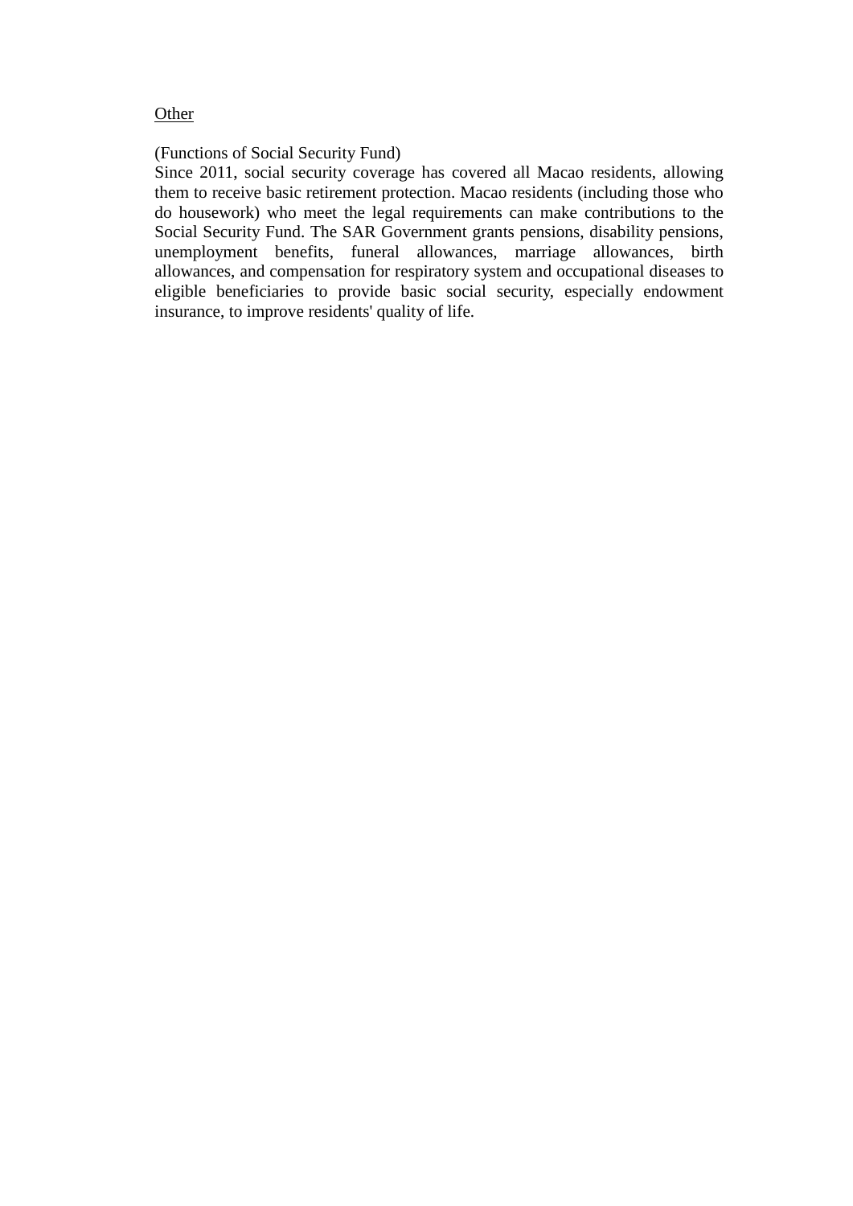<u>Other</u>

(Functions of Social Security Fund)
Since 2011, social security coverage has covered all Macao residents, allowing them to receive basic retirement protection. Macao residents (including those who do housework) who meet the legal requirements can make contributions to the Social Security Fund. The SAR Government grants pensions, disability pensions, unemployment benefits, funeral allowances, marriage allowances, birth allowances, and compensation for respiratory system and occupational diseases to eligible beneficiaries to provide basic social security, especially endowment insurance, to improve residents' quality of life.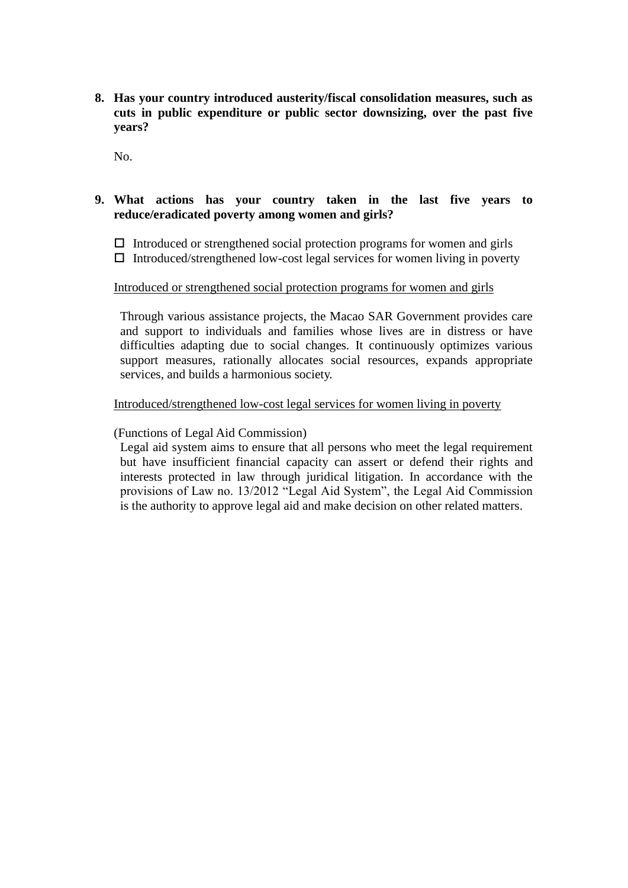**8. Has your country introduced austerity/fiscal consolidation measures, such as cuts in public expenditure or public sector downsizing, over the past five years?**

No.

**9. What actions has your country taken in the last five years to reduce/eradicated poverty among women and girls?**

- ☐ Introduced or strengthened social protection programs for women and girls
- ☐ Introduced/strengthened low-cost legal services for women living in poverty

<u>Introduced or strengthened social protection programs for women and girls</u>

Through various assistance projects, the Macao SAR Government provides care and support to individuals and families whose lives are in distress or have difficulties adapting due to social changes. It continuously optimizes various support measures, rationally allocates social resources, expands appropriate services, and builds a harmonious society.

<u>Introduced/strengthened low-cost legal services for women living in poverty</u>

(Functions of Legal Aid Commission)

Legal aid system aims to ensure that all persons who meet the legal requirement but have insufficient financial capacity can assert or defend their rights and interests protected in law through juridical litigation. In accordance with the provisions of Law no. 13/2012 "Legal Aid System", the Legal Aid Commission is the authority to approve legal aid and make decision on other related matters.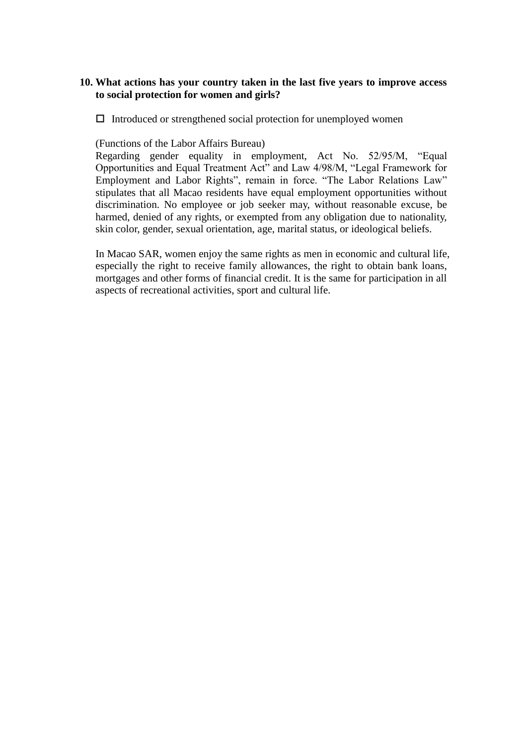**10. What actions has your country taken in the last five years to improve access to social protection for women and girls?**

☐ Introduced or strengthened social protection for unemployed women

(Functions of the Labor Affairs Bureau)
Regarding gender equality in employment, Act No. 52/95/M, "Equal Opportunities and Equal Treatment Act" and Law 4/98/M, "Legal Framework for Employment and Labor Rights", remain in force. "The Labor Relations Law" stipulates that all Macao residents have equal employment opportunities without discrimination. No employee or job seeker may, without reasonable excuse, be harmed, denied of any rights, or exempted from any obligation due to nationality, skin color, gender, sexual orientation, age, marital status, or ideological beliefs.

In Macao SAR, women enjoy the same rights as men in economic and cultural life, especially the right to receive family allowances, the right to obtain bank loans, mortgages and other forms of financial credit. It is the same for participation in all aspects of recreational activities, sport and cultural life.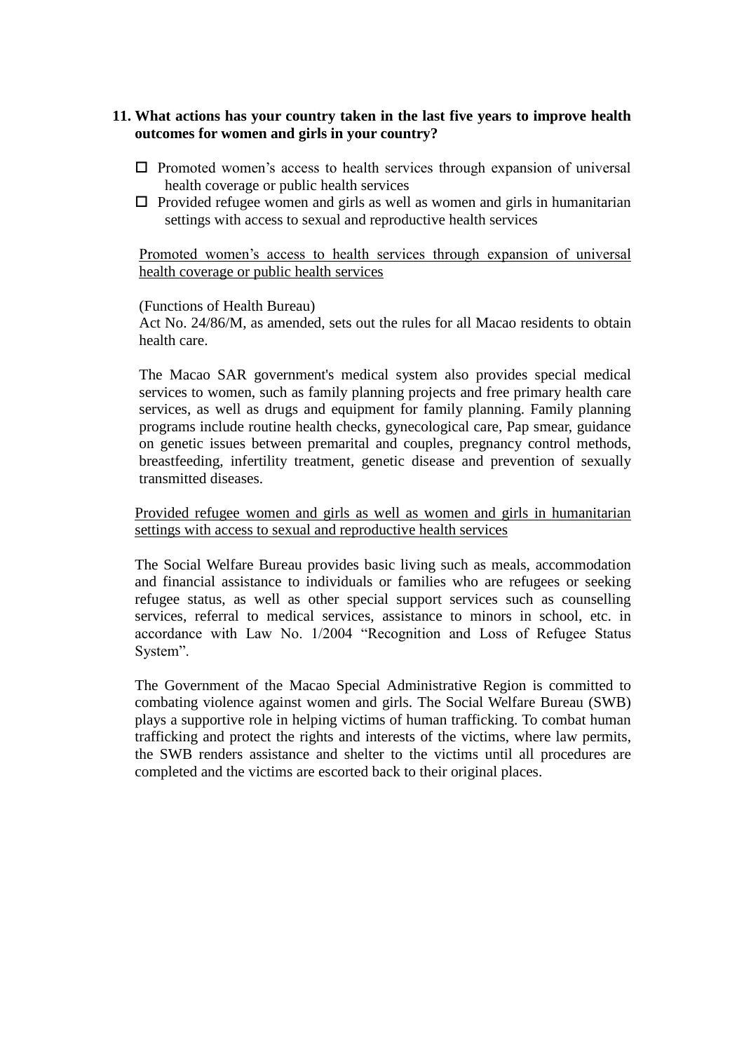**11. What actions has your country taken in the last five years to improve health outcomes for women and girls in your country?**

- ☐ Promoted women's access to health services through expansion of universal health coverage or public health services
- ☐ Provided refugee women and girls as well as women and girls in humanitarian settings with access to sexual and reproductive health services

<u>Promoted women's access to health services through expansion of universal health coverage or public health services</u>

(Functions of Health Bureau)
Act No. 24/86/M, as amended, sets out the rules for all Macao residents to obtain health care.

The Macao SAR government's medical system also provides special medical services to women, such as family planning projects and free primary health care services, as well as drugs and equipment for family planning. Family planning programs include routine health checks, gynecological care, Pap smear, guidance on genetic issues between premarital and couples, pregnancy control methods, breastfeeding, infertility treatment, genetic disease and prevention of sexually transmitted diseases.

<u>Provided refugee women and girls as well as women and girls in humanitarian settings with access to sexual and reproductive health services</u>

The Social Welfare Bureau provides basic living such as meals, accommodation and financial assistance to individuals or families who are refugees or seeking refugee status, as well as other special support services such as counselling services, referral to medical services, assistance to minors in school, etc. in accordance with Law No. 1/2004 "Recognition and Loss of Refugee Status System".

The Government of the Macao Special Administrative Region is committed to combating violence against women and girls. The Social Welfare Bureau (SWB) plays a supportive role in helping victims of human trafficking. To combat human trafficking and protect the rights and interests of the victims, where law permits, the SWB renders assistance and shelter to the victims until all procedures are completed and the victims are escorted back to their original places.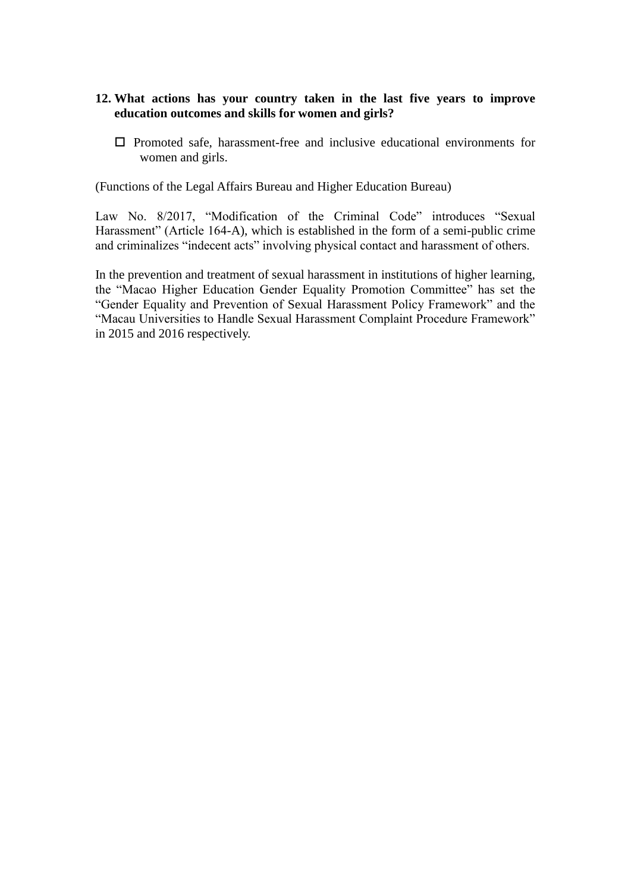12. **What actions has your country taken in the last five years to improve education outcomes and skills for women and girls?**

    - ☐ Promoted safe, harassment-free and inclusive educational environments for women and girls.

(Functions of the Legal Affairs Bureau and Higher Education Bureau)

Law No. 8/2017, "Modification of the Criminal Code" introduces "Sexual Harassment" (Article 164-A), which is established in the form of a semi-public crime and criminalizes "indecent acts" involving physical contact and harassment of others.

In the prevention and treatment of sexual harassment in institutions of higher learning, the "Macao Higher Education Gender Equality Promotion Committee" has set the "Gender Equality and Prevention of Sexual Harassment Policy Framework" and the "Macau Universities to Handle Sexual Harassment Complaint Procedure Framework" in 2015 and 2016 respectively.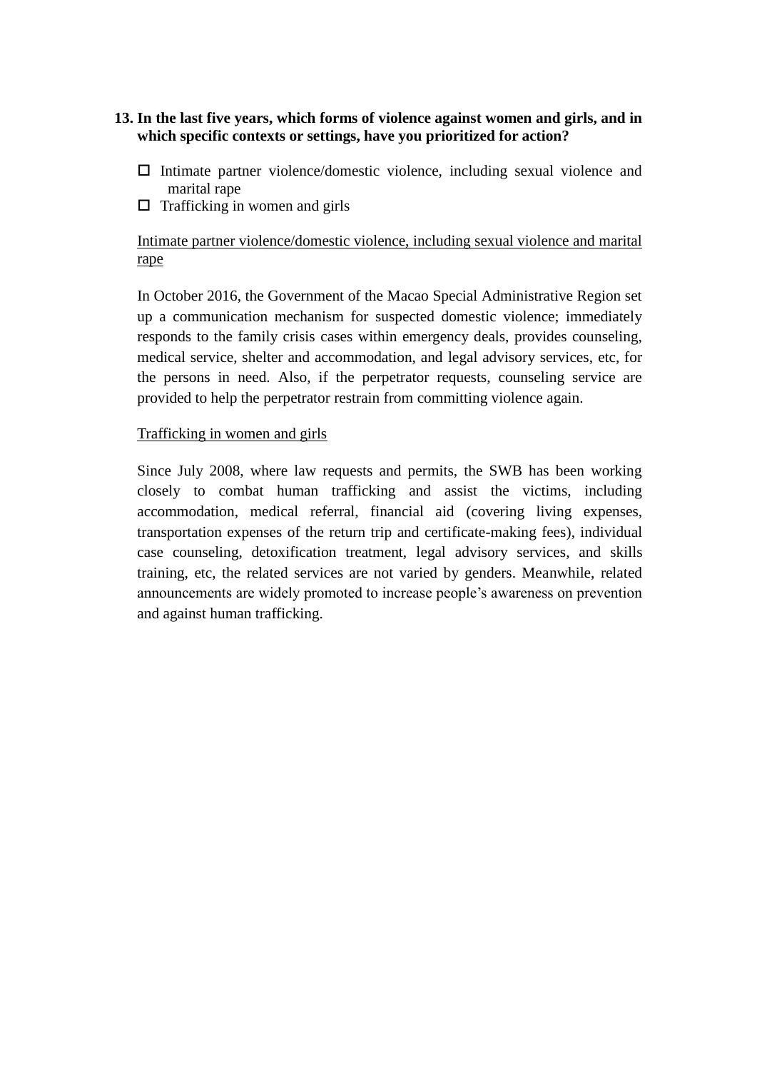**13. In the last five years, which forms of violence against women and girls, and in which specific contexts or settings, have you prioritized for action?**

- ☐ Intimate partner violence/domestic violence, including sexual violence and marital rape
- ☐ Trafficking in women and girls

<u>Intimate partner violence/domestic violence, including sexual violence and marital rape</u>

In October 2016, the Government of the Macao Special Administrative Region set up a communication mechanism for suspected domestic violence; immediately responds to the family crisis cases within emergency deals, provides counseling, medical service, shelter and accommodation, and legal advisory services, etc, for the persons in need. Also, if the perpetrator requests, counseling service are provided to help the perpetrator restrain from committing violence again.

<u>Trafficking in women and girls</u>

Since July 2008, where law requests and permits, the SWB has been working closely to combat human trafficking and assist the victims, including accommodation, medical referral, financial aid (covering living expenses, transportation expenses of the return trip and certificate-making fees), individual case counseling, detoxification treatment, legal advisory services, and skills training, etc, the related services are not varied by genders. Meanwhile, related announcements are widely promoted to increase people's awareness on prevention and against human trafficking.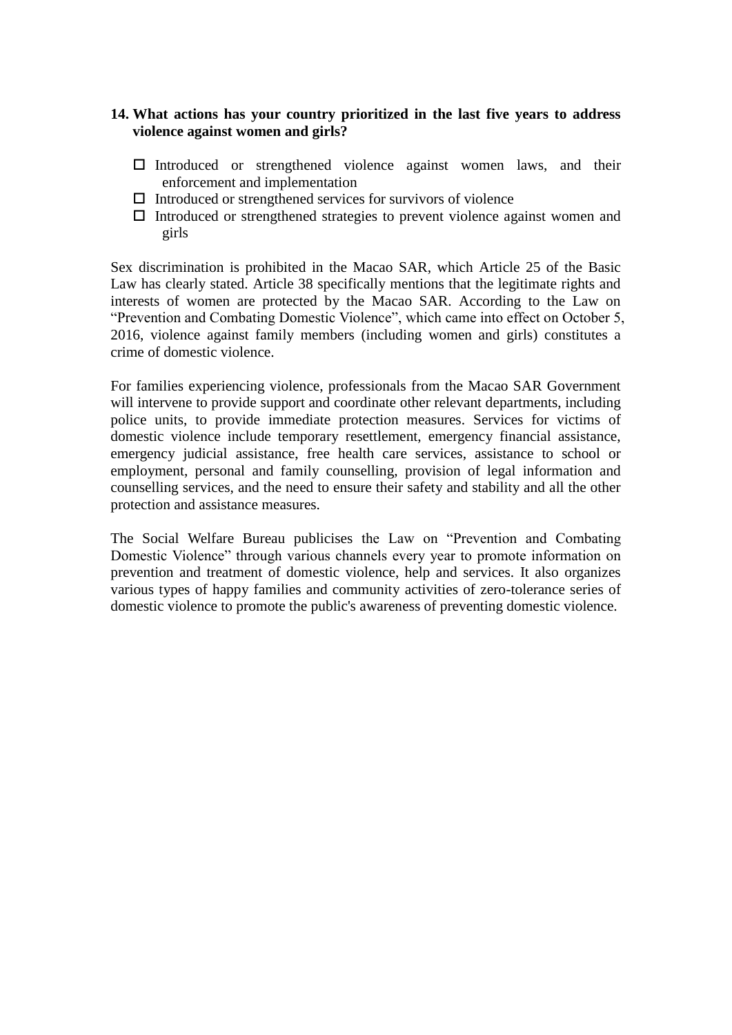**14. What actions has your country prioritized in the last five years to address violence against women and girls?**

- ☐ Introduced or strengthened violence against women laws, and their enforcement and implementation
- ☐ Introduced or strengthened services for survivors of violence
- ☐ Introduced or strengthened strategies to prevent violence against women and girls

Sex discrimination is prohibited in the Macao SAR, which Article 25 of the Basic Law has clearly stated. Article 38 specifically mentions that the legitimate rights and interests of women are protected by the Macao SAR. According to the Law on "Prevention and Combating Domestic Violence", which came into effect on October 5, 2016, violence against family members (including women and girls) constitutes a crime of domestic violence.

For families experiencing violence, professionals from the Macao SAR Government will intervene to provide support and coordinate other relevant departments, including police units, to provide immediate protection measures. Services for victims of domestic violence include temporary resettlement, emergency financial assistance, emergency judicial assistance, free health care services, assistance to school or employment, personal and family counselling, provision of legal information and counselling services, and the need to ensure their safety and stability and all the other protection and assistance measures.

The Social Welfare Bureau publicises the Law on "Prevention and Combating Domestic Violence" through various channels every year to promote information on prevention and treatment of domestic violence, help and services. It also organizes various types of happy families and community activities of zero-tolerance series of domestic violence to promote the public's awareness of preventing domestic violence.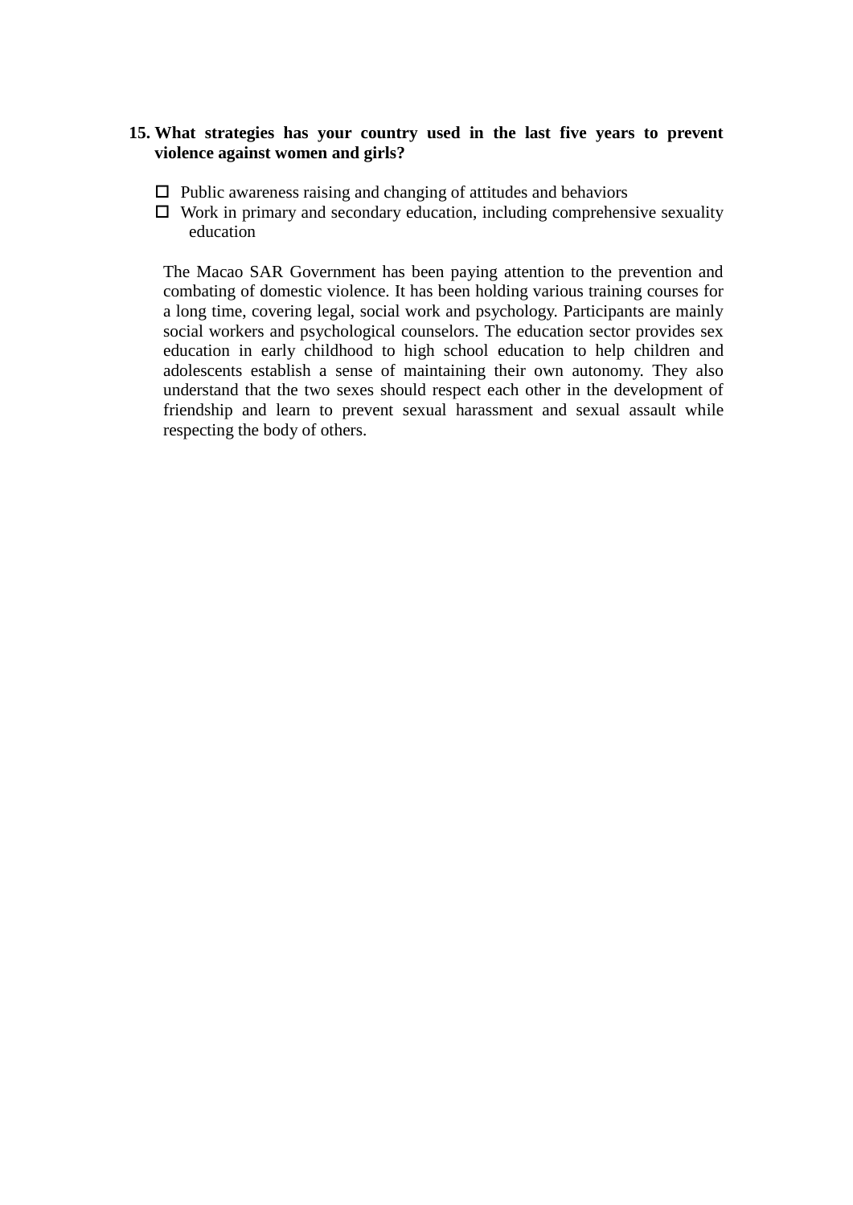15. **What strategies has your country used in the last five years to prevent violence against women and girls?**

- ☐ Public awareness raising and changing of attitudes and behaviors
- ☐ Work in primary and secondary education, including comprehensive sexuality education

The Macao SAR Government has been paying attention to the prevention and combating of domestic violence. It has been holding various training courses for a long time, covering legal, social work and psychology. Participants are mainly social workers and psychological counselors. The education sector provides sex education in early childhood to high school education to help children and adolescents establish a sense of maintaining their own autonomy. They also understand that the two sexes should respect each other in the development of friendship and learn to prevent sexual harassment and sexual assault while respecting the body of others.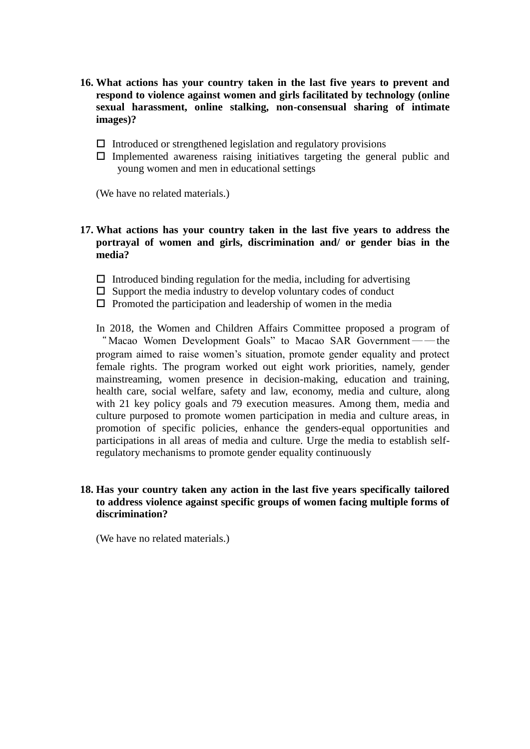**16. What actions has your country taken in the last five years to prevent and respond to violence against women and girls facilitated by technology (online sexual harassment, online stalking, non-consensual sharing of intimate images)?**

- ☐ Introduced or strengthened legislation and regulatory provisions
- ☐ Implemented awareness raising initiatives targeting the general public and young women and men in educational settings

(We have no related materials.)

**17. What actions has your country taken in the last five years to address the portrayal of women and girls, discrimination and/ or gender bias in the media?**

- ☐ Introduced binding regulation for the media, including for advertising
- ☐ Support the media industry to develop voluntary codes of conduct
- ☐ Promoted the participation and leadership of women in the media

In 2018, the Women and Children Affairs Committee proposed a program of "Macao Women Development Goals" to Macao SAR Government——the program aimed to raise women's situation, promote gender equality and protect female rights. The program worked out eight work priorities, namely, gender mainstreaming, women presence in decision-making, education and training, health care, social welfare, safety and law, economy, media and culture, along with 21 key policy goals and 79 execution measures. Among them, media and culture purposed to promote women participation in media and culture areas, in promotion of specific policies, enhance the genders-equal opportunities and participations in all areas of media and culture. Urge the media to establish self-regulatory mechanisms to promote gender equality continuously

**18. Has your country taken any action in the last five years specifically tailored to address violence against specific groups of women facing multiple forms of discrimination?**

(We have no related materials.)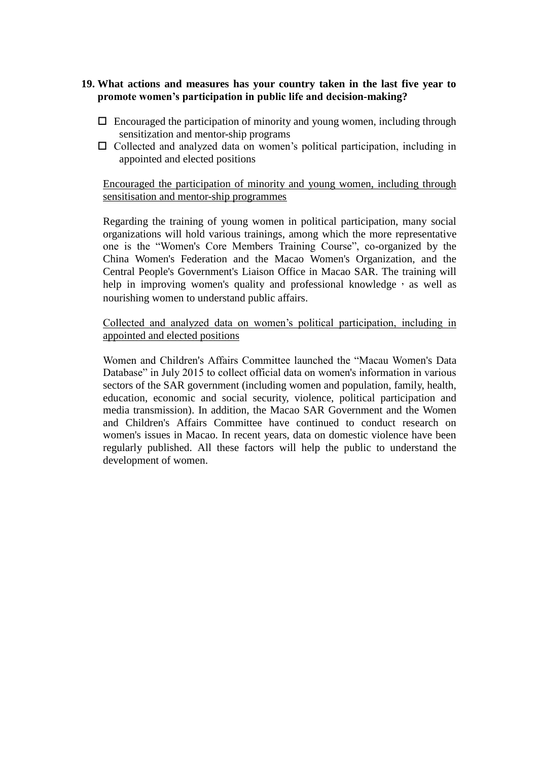**19. What actions and measures has your country taken in the last five year to promote women’s participation in public life and decision-making?**

- ☐ Encouraged the participation of minority and young women, including through sensitization and mentor-ship programs
- ☐ Collected and analyzed data on women’s political participation, including in appointed and elected positions

<u>Encouraged the participation of minority and young women, including through sensitisation and mentor-ship programmes</u>

Regarding the training of young women in political participation, many social organizations will hold various trainings, among which the more representative one is the “Women's Core Members Training Course”, co-organized by the China Women's Federation and the Macao Women's Organization, and the Central People's Government's Liaison Office in Macao SAR. The training will help in improving women's quality and professional knowledge，as well as nourishing women to understand public affairs.

<u>Collected and analyzed data on women’s political participation, including in appointed and elected positions</u>

Women and Children's Affairs Committee launched the “Macau Women's Data Database” in July 2015 to collect official data on women's information in various sectors of the SAR government (including women and population, family, health, education, economic and social security, violence, political participation and media transmission). In addition, the Macao SAR Government and the Women and Children's Affairs Committee have continued to conduct research on women's issues in Macao. In recent years, data on domestic violence have been regularly published. All these factors will help the public to understand the development of women.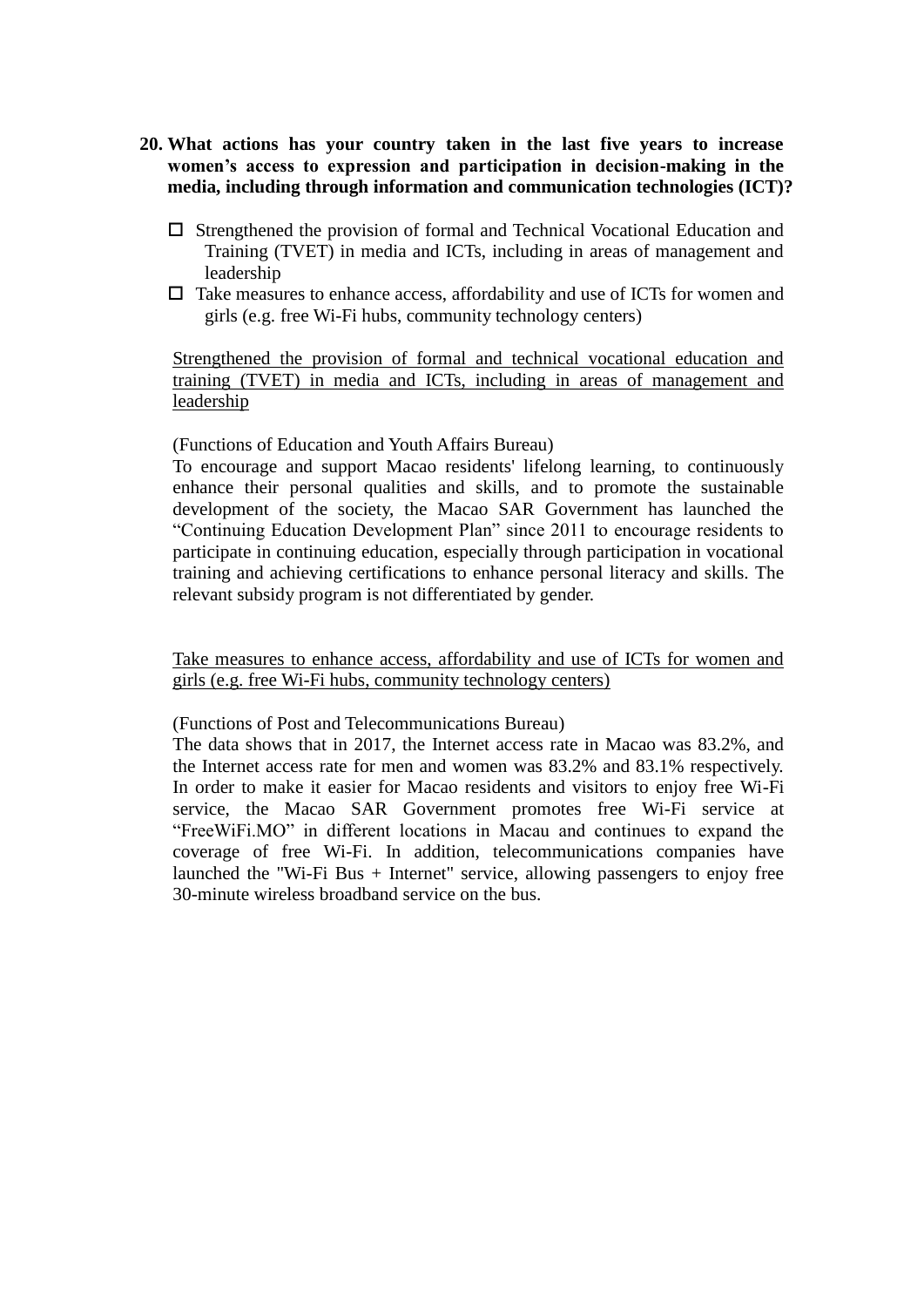**20. What actions has your country taken in the last five years to increase women's access to expression and participation in decision-making in the media, including through information and communication technologies (ICT)?**

- ☐ Strengthened the provision of formal and Technical Vocational Education and Training (TVET) in media and ICTs, including in areas of management and leadership
- ☐ Take measures to enhance access, affordability and use of ICTs for women and girls (e.g. free Wi-Fi hubs, community technology centers)

<u>Strengthened the provision of formal and technical vocational education and training (TVET) in media and ICTs, including in areas of management and leadership</u>

(Functions of Education and Youth Affairs Bureau)

To encourage and support Macao residents' lifelong learning, to continuously enhance their personal qualities and skills, and to promote the sustainable development of the society, the Macao SAR Government has launched the "Continuing Education Development Plan" since 2011 to encourage residents to participate in continuing education, especially through participation in vocational training and achieving certifications to enhance personal literacy and skills. The relevant subsidy program is not differentiated by gender.

<u>Take measures to enhance access, affordability and use of ICTs for women and girls (e.g. free Wi-Fi hubs, community technology centers)</u>

(Functions of Post and Telecommunications Bureau)

The data shows that in 2017, the Internet access rate in Macao was 83.2%, and the Internet access rate for men and women was 83.2% and 83.1% respectively. In order to make it easier for Macao residents and visitors to enjoy free Wi-Fi service, the Macao SAR Government promotes free Wi-Fi service at "FreeWiFi.MO" in different locations in Macau and continues to expand the coverage of free Wi-Fi. In addition, telecommunications companies have launched the "Wi-Fi Bus + Internet" service, allowing passengers to enjoy free 30-minute wireless broadband service on the bus.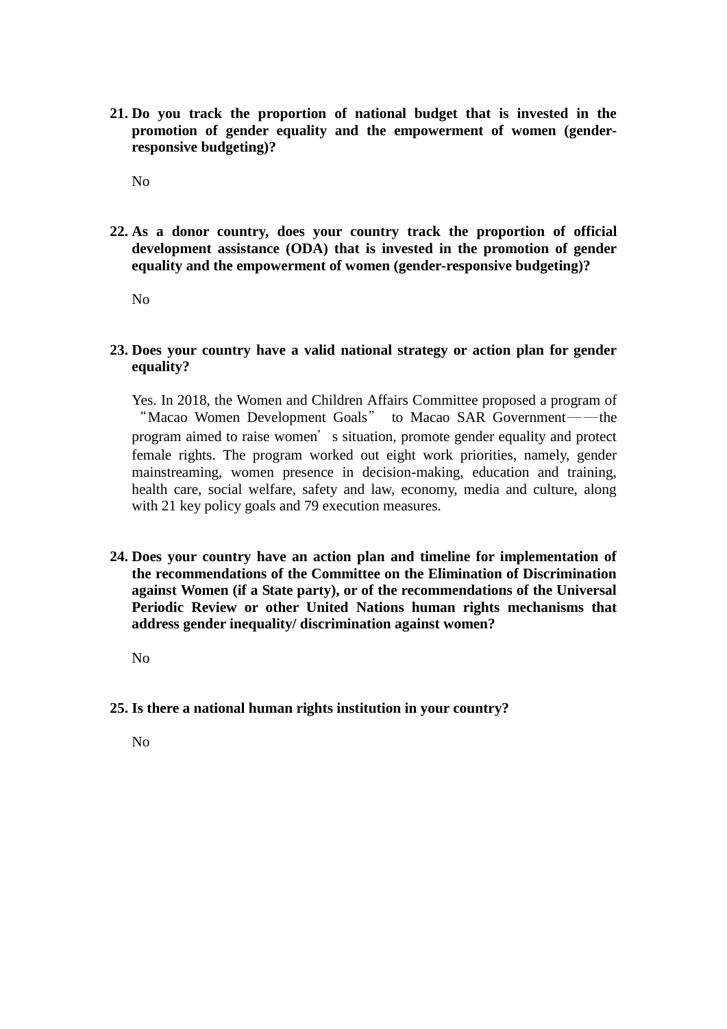21. **Do you track the proportion of national budget that is invested in the promotion of gender equality and the empowerment of women (gender-responsive budgeting)?**

    No

22. **As a donor country, does your country track the proportion of official development assistance (ODA) that is invested in the promotion of gender equality and the empowerment of women (gender-responsive budgeting)?**

    No

23. **Does your country have a valid national strategy or action plan for gender equality?**

    Yes. In 2018, the Women and Children Affairs Committee proposed a program of "Macao Women Development Goals" to Macao SAR Government——the program aimed to raise women's situation, promote gender equality and protect female rights. The program worked out eight work priorities, namely, gender mainstreaming, women presence in decision-making, education and training, health care, social welfare, safety and law, economy, media and culture, along with 21 key policy goals and 79 execution measures.

24. **Does your country have an action plan and timeline for implementation of the recommendations of the Committee on the Elimination of Discrimination against Women (if a State party), or of the recommendations of the Universal Periodic Review or other United Nations human rights mechanisms that address gender inequality/ discrimination against women?**

    No

25. **Is there a national human rights institution in your country?**

    No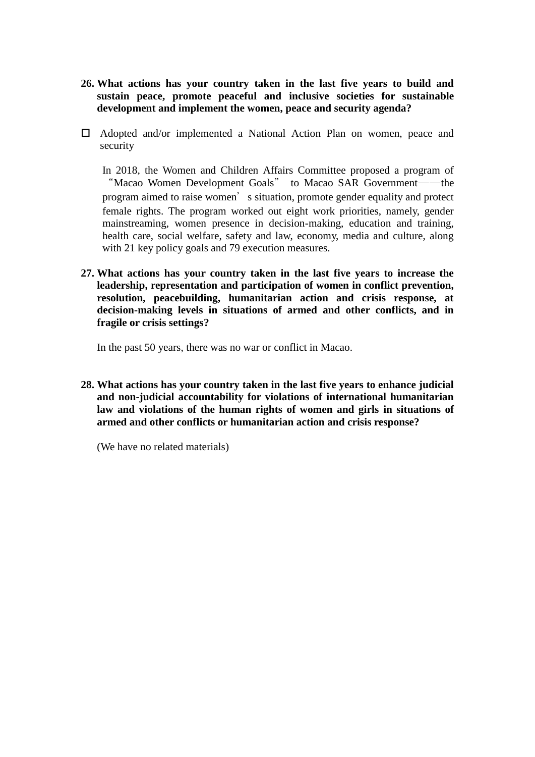**26. What actions has your country taken in the last five years to build and sustain peace, promote peaceful and inclusive societies for sustainable development and implement the women, peace and security agenda?**

☐ Adopted and/or implemented a National Action Plan on women, peace and security

In 2018, the Women and Children Affairs Committee proposed a program of "Macao Women Development Goals" to Macao SAR Government——the program aimed to raise women's situation, promote gender equality and protect female rights. The program worked out eight work priorities, namely, gender mainstreaming, women presence in decision-making, education and training, health care, social welfare, safety and law, economy, media and culture, along with 21 key policy goals and 79 execution measures.

**27. What actions has your country taken in the last five years to increase the leadership, representation and participation of women in conflict prevention, resolution, peacebuilding, humanitarian action and crisis response, at decision-making levels in situations of armed and other conflicts, and in fragile or crisis settings?**

In the past 50 years, there was no war or conflict in Macao.

**28. What actions has your country taken in the last five years to enhance judicial and non-judicial accountability for violations of international humanitarian law and violations of the human rights of women and girls in situations of armed and other conflicts or humanitarian action and crisis response?**

(We have no related materials)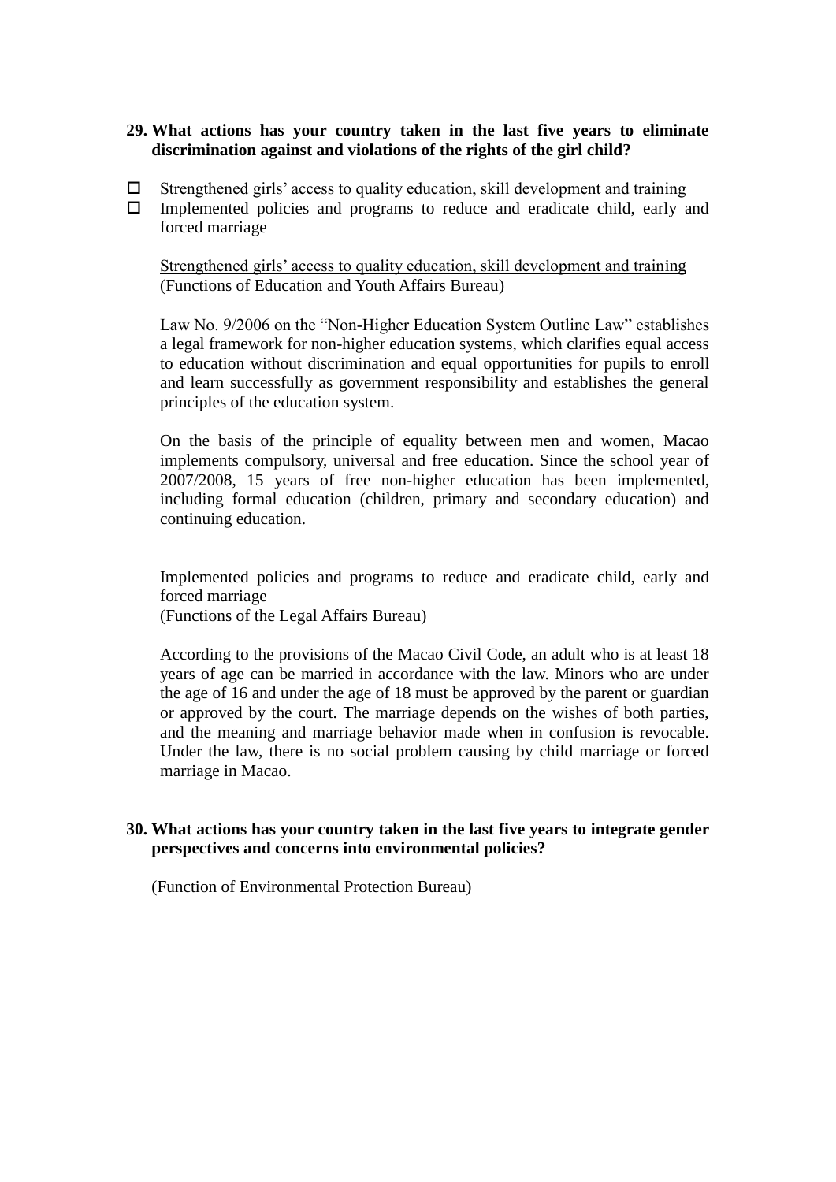**29. What actions has your country taken in the last five years to eliminate discrimination against and violations of the rights of the girl child?**

- ☐ Strengthened girls' access to quality education, skill development and training
- ☐ Implemented policies and programs to reduce and eradicate child, early and forced marriage

<u>Strengthened girls' access to quality education, skill development and training</u>
(Functions of Education and Youth Affairs Bureau)

Law No. 9/2006 on the "Non-Higher Education System Outline Law" establishes a legal framework for non-higher education systems, which clarifies equal access to education without discrimination and equal opportunities for pupils to enroll and learn successfully as government responsibility and establishes the general principles of the education system.

On the basis of the principle of equality between men and women, Macao implements compulsory, universal and free education. Since the school year of 2007/2008, 15 years of free non-higher education has been implemented, including formal education (children, primary and secondary education) and continuing education.

<u>Implemented policies and programs to reduce and eradicate child, early and forced marriage</u>
(Functions of the Legal Affairs Bureau)

According to the provisions of the Macao Civil Code, an adult who is at least 18 years of age can be married in accordance with the law. Minors who are under the age of 16 and under the age of 18 must be approved by the parent or guardian or approved by the court. The marriage depends on the wishes of both parties, and the meaning and marriage behavior made when in confusion is revocable. Under the law, there is no social problem causing by child marriage or forced marriage in Macao.

**30. What actions has your country taken in the last five years to integrate gender perspectives and concerns into environmental policies?**

(Function of Environmental Protection Bureau)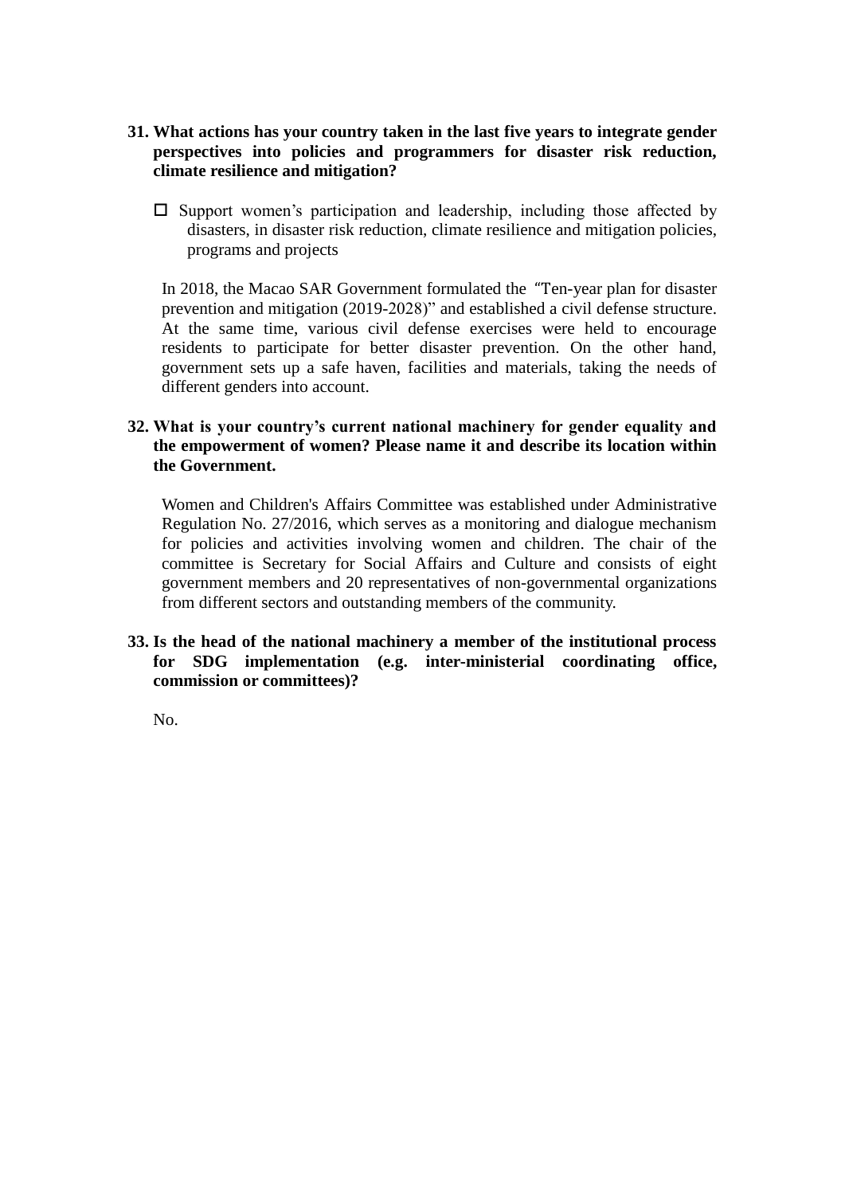**31. What actions has your country taken in the last five years to integrate gender perspectives into policies and programmers for disaster risk reduction, climate resilience and mitigation?**

- ☐ Support women's participation and leadership, including those affected by disasters, in disaster risk reduction, climate resilience and mitigation policies, programs and projects

In 2018, the Macao SAR Government formulated the "Ten-year plan for disaster prevention and mitigation (2019-2028)" and established a civil defense structure. At the same time, various civil defense exercises were held to encourage residents to participate for better disaster prevention. On the other hand, government sets up a safe haven, facilities and materials, taking the needs of different genders into account.

**32. What is your country's current national machinery for gender equality and the empowerment of women? Please name it and describe its location within the Government.**

Women and Children's Affairs Committee was established under Administrative Regulation No. 27/2016, which serves as a monitoring and dialogue mechanism for policies and activities involving women and children. The chair of the committee is Secretary for Social Affairs and Culture and consists of eight government members and 20 representatives of non-governmental organizations from different sectors and outstanding members of the community.

**33. Is the head of the national machinery a member of the institutional process for SDG implementation (e.g. inter-ministerial coordinating office, commission or committees)?**

No.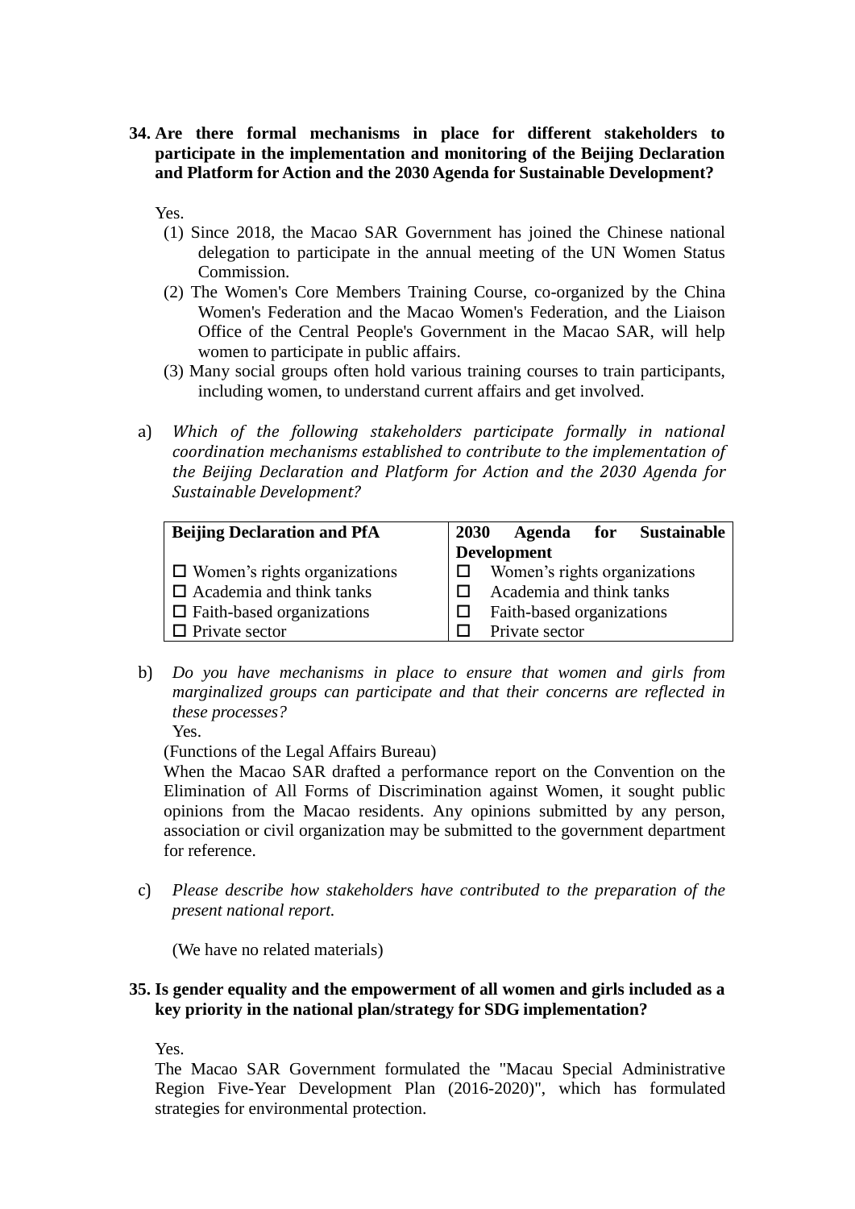**34. Are there formal mechanisms in place for different stakeholders to participate in the implementation and monitoring of the Beijing Declaration and Platform for Action and the 2030 Agenda for Sustainable Development?**

Yes.

(1) Since 2018, the Macao SAR Government has joined the Chinese national delegation to participate in the annual meeting of the UN Women Status Commission.

(2) The Women's Core Members Training Course, co-organized by the China Women's Federation and the Macao Women's Federation, and the Liaison Office of the Central People's Government in the Macao SAR, will help women to participate in public affairs.

(3) Many social groups often hold various training courses to train participants, including women, to understand current affairs and get involved.

a) *Which of the following stakeholders participate formally in national coordination mechanisms established to contribute to the implementation of the Beijing Declaration and Platform for Action and the 2030 Agenda for Sustainable Development?*

| **Beijing Declaration and PfA** | **2030 Agenda for Sustainable Development** |
|---|---|
| ☐ Women's rights organizations | ☐ Women's rights organizations |
| ☐ Academia and think tanks | ☐ Academia and think tanks |
| ☐ Faith-based organizations | ☐ Faith-based organizations |
| ☐ Private sector | ☐ Private sector |

b) *Do you have mechanisms in place to ensure that women and girls from marginalized groups can participate and that their concerns are reflected in these processes?*

Yes.

(Functions of the Legal Affairs Bureau)

When the Macao SAR drafted a performance report on the Convention on the Elimination of All Forms of Discrimination against Women, it sought public opinions from the Macao residents. Any opinions submitted by any person, association or civil organization may be submitted to the government department for reference.

c) *Please describe how stakeholders have contributed to the preparation of the present national report.*

(We have no related materials)

**35. Is gender equality and the empowerment of all women and girls included as a key priority in the national plan/strategy for SDG implementation?**

Yes.

The Macao SAR Government formulated the "Macau Special Administrative Region Five-Year Development Plan (2016-2020)", which has formulated strategies for environmental protection.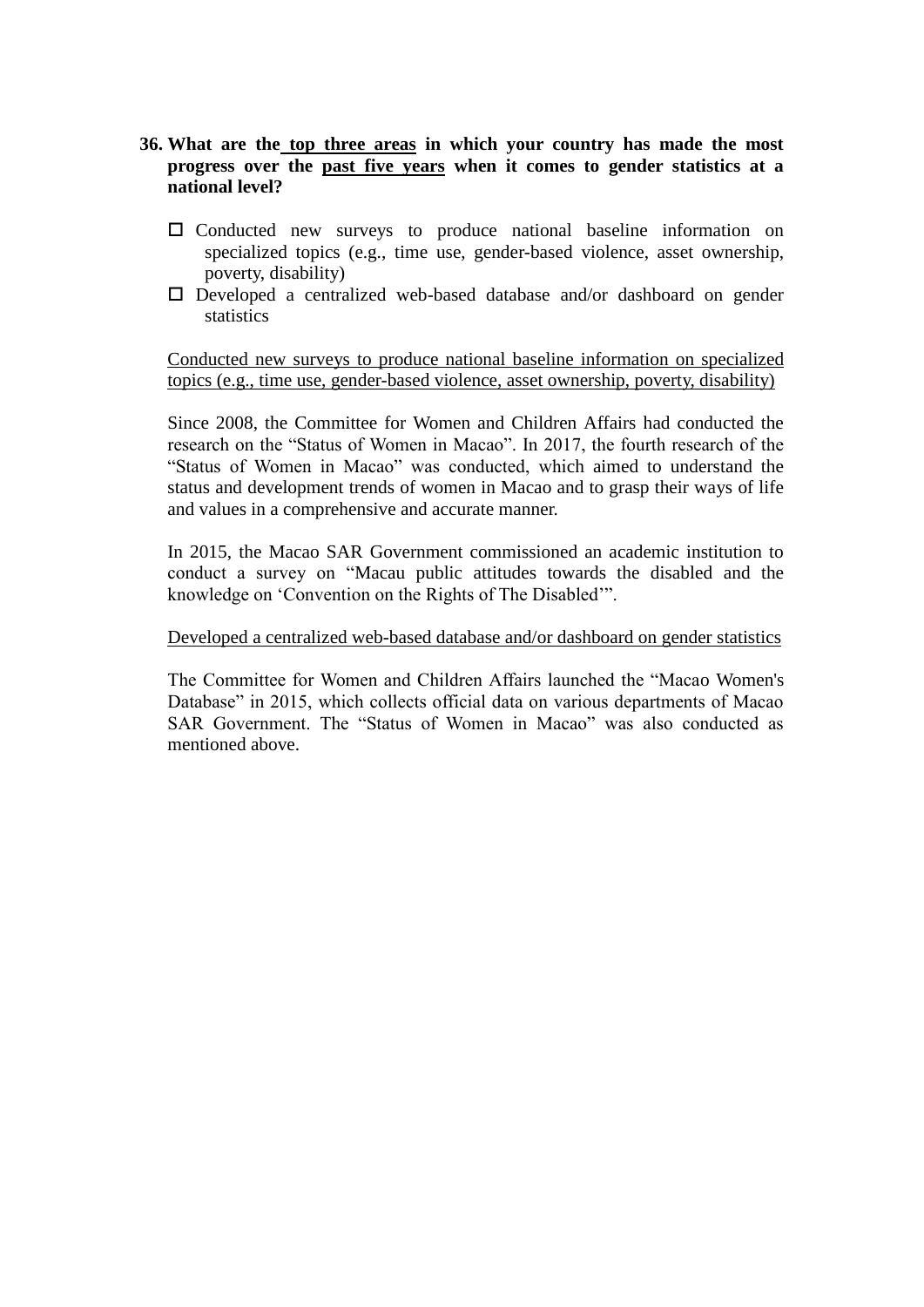**36. What are the <u>top three areas</u> in which your country has made the most progress over the <u>past five years</u> when it comes to gender statistics at a national level?**

- ☐ Conducted new surveys to produce national baseline information on specialized topics (e.g., time use, gender-based violence, asset ownership, poverty, disability)
- ☐ Developed a centralized web-based database and/or dashboard on gender statistics

<u>Conducted new surveys to produce national baseline information on specialized topics (e.g., time use, gender-based violence, asset ownership, poverty, disability)</u>

Since 2008, the Committee for Women and Children Affairs had conducted the research on the "Status of Women in Macao". In 2017, the fourth research of the "Status of Women in Macao" was conducted, which aimed to understand the status and development trends of women in Macao and to grasp their ways of life and values in a comprehensive and accurate manner.

In 2015, the Macao SAR Government commissioned an academic institution to conduct a survey on "Macau public attitudes towards the disabled and the knowledge on 'Convention on the Rights of The Disabled'".

<u>Developed a centralized web-based database and/or dashboard on gender statistics</u>

The Committee for Women and Children Affairs launched the "Macao Women's Database" in 2015, which collects official data on various departments of Macao SAR Government. The "Status of Women in Macao" was also conducted as mentioned above.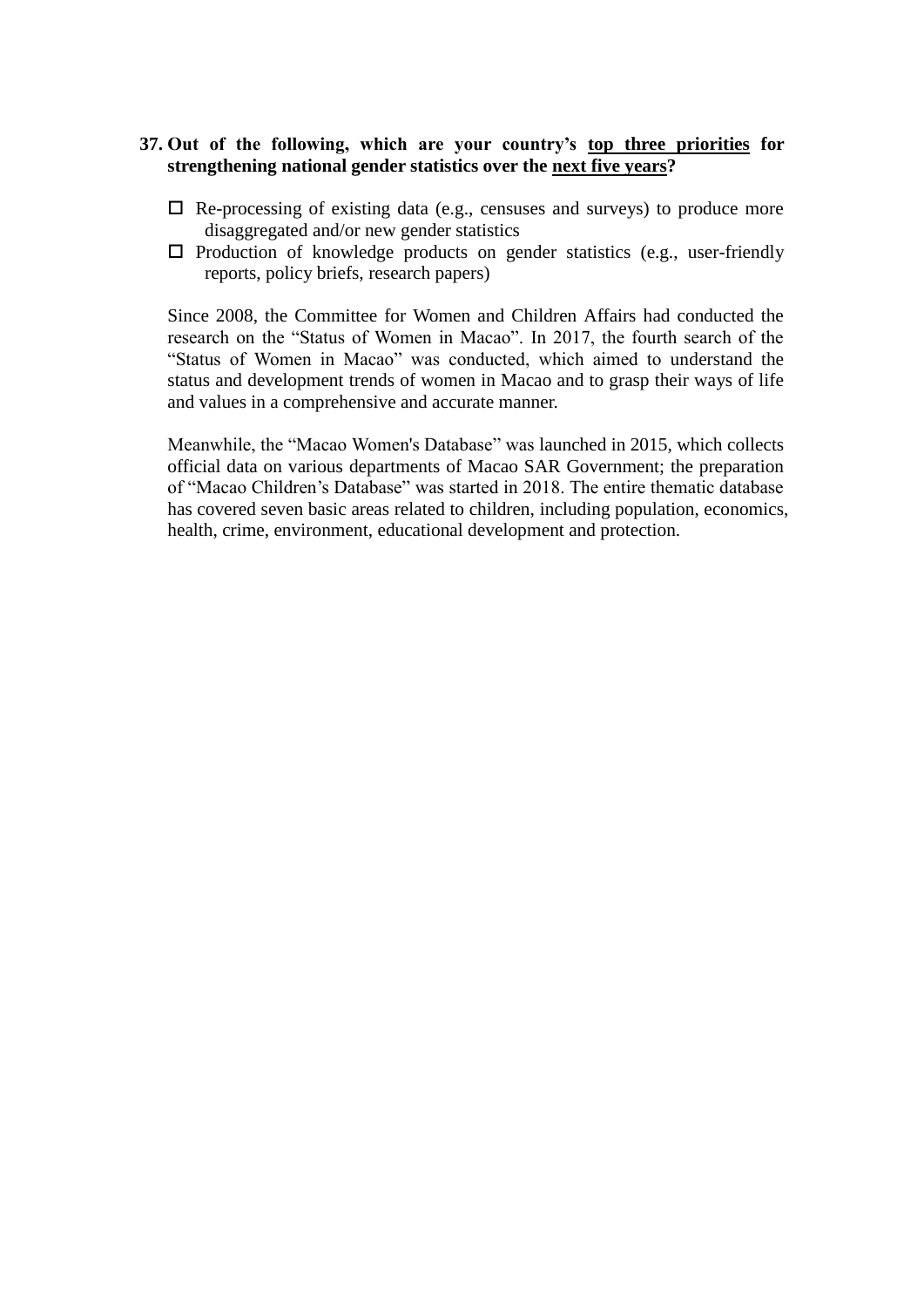**37. Out of the following, which are your country's <u>top three priorities</u> for strengthening national gender statistics over the <u>next five years</u>?**

- ☐ Re-processing of existing data (e.g., censuses and surveys) to produce more disaggregated and/or new gender statistics
- ☐ Production of knowledge products on gender statistics (e.g., user-friendly reports, policy briefs, research papers)

Since 2008, the Committee for Women and Children Affairs had conducted the research on the "Status of Women in Macao". In 2017, the fourth search of the "Status of Women in Macao" was conducted, which aimed to understand the status and development trends of women in Macao and to grasp their ways of life and values in a comprehensive and accurate manner.

Meanwhile, the "Macao Women's Database" was launched in 2015, which collects official data on various departments of Macao SAR Government; the preparation of "Macao Children's Database" was started in 2018. The entire thematic database has covered seven basic areas related to children, including population, economics, health, crime, environment, educational development and protection.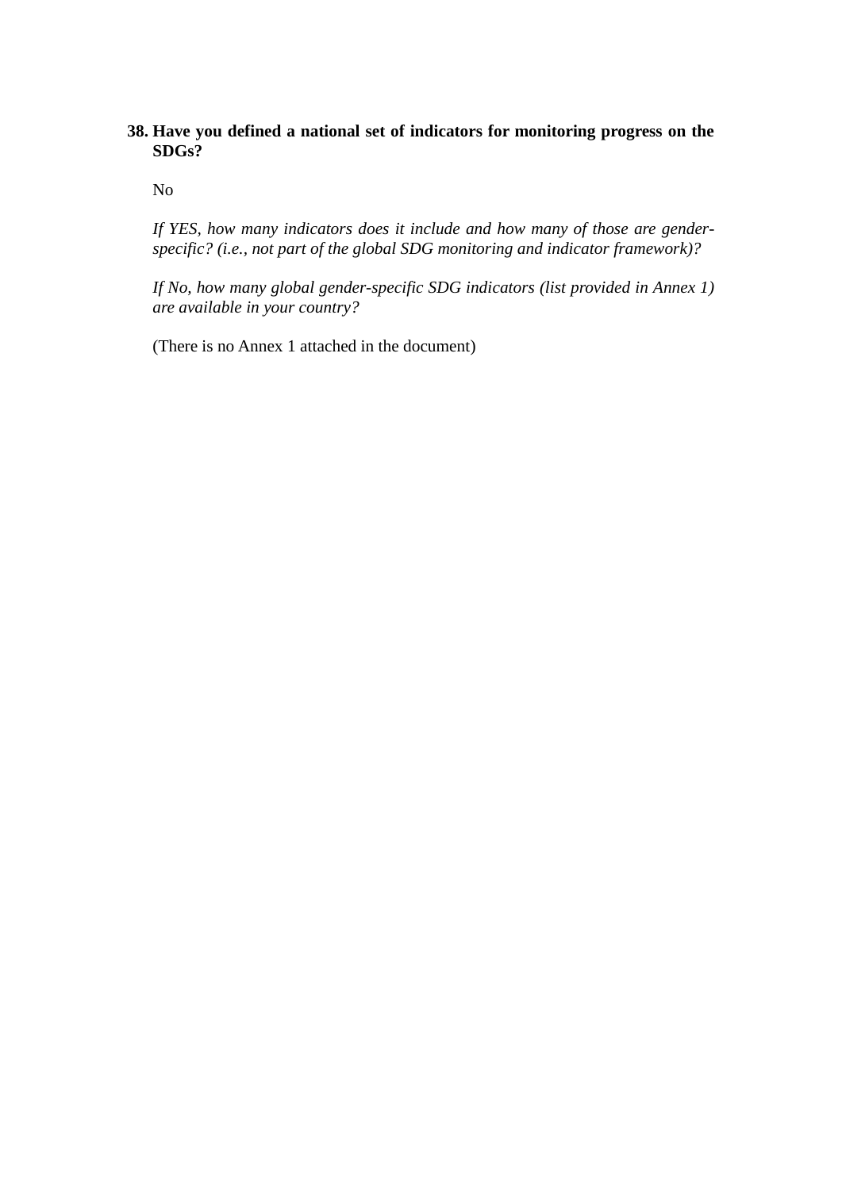**38. Have you defined a national set of indicators for monitoring progress on the SDGs?**

No

*If YES, how many indicators does it include and how many of those are gender-specific? (i.e., not part of the global SDG monitoring and indicator framework)?*

*If No, how many global gender-specific SDG indicators (list provided in Annex 1) are available in your country?*

(There is no Annex 1 attached in the document)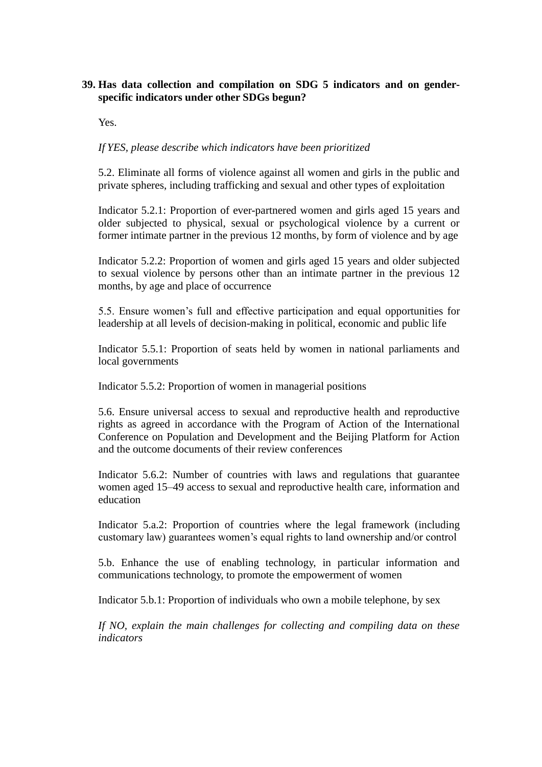**39. Has data collection and compilation on SDG 5 indicators and on gender-specific indicators under other SDGs begun?**

Yes.

*If YES, please describe which indicators have been prioritized*

5.2. Eliminate all forms of violence against all women and girls in the public and private spheres, including trafficking and sexual and other types of exploitation

Indicator 5.2.1: Proportion of ever-partnered women and girls aged 15 years and older subjected to physical, sexual or psychological violence by a current or former intimate partner in the previous 12 months, by form of violence and by age

Indicator 5.2.2: Proportion of women and girls aged 15 years and older subjected to sexual violence by persons other than an intimate partner in the previous 12 months, by age and place of occurrence

5.5. Ensure women's full and effective participation and equal opportunities for leadership at all levels of decision-making in political, economic and public life

Indicator 5.5.1: Proportion of seats held by women in national parliaments and local governments

Indicator 5.5.2: Proportion of women in managerial positions

5.6. Ensure universal access to sexual and reproductive health and reproductive rights as agreed in accordance with the Program of Action of the International Conference on Population and Development and the Beijing Platform for Action and the outcome documents of their review conferences

Indicator 5.6.2: Number of countries with laws and regulations that guarantee women aged 15–49 access to sexual and reproductive health care, information and education

Indicator 5.a.2: Proportion of countries where the legal framework (including customary law) guarantees women's equal rights to land ownership and/or control

5.b. Enhance the use of enabling technology, in particular information and communications technology, to promote the empowerment of women

Indicator 5.b.1: Proportion of individuals who own a mobile telephone, by sex

*If NO, explain the main challenges for collecting and compiling data on these indicators*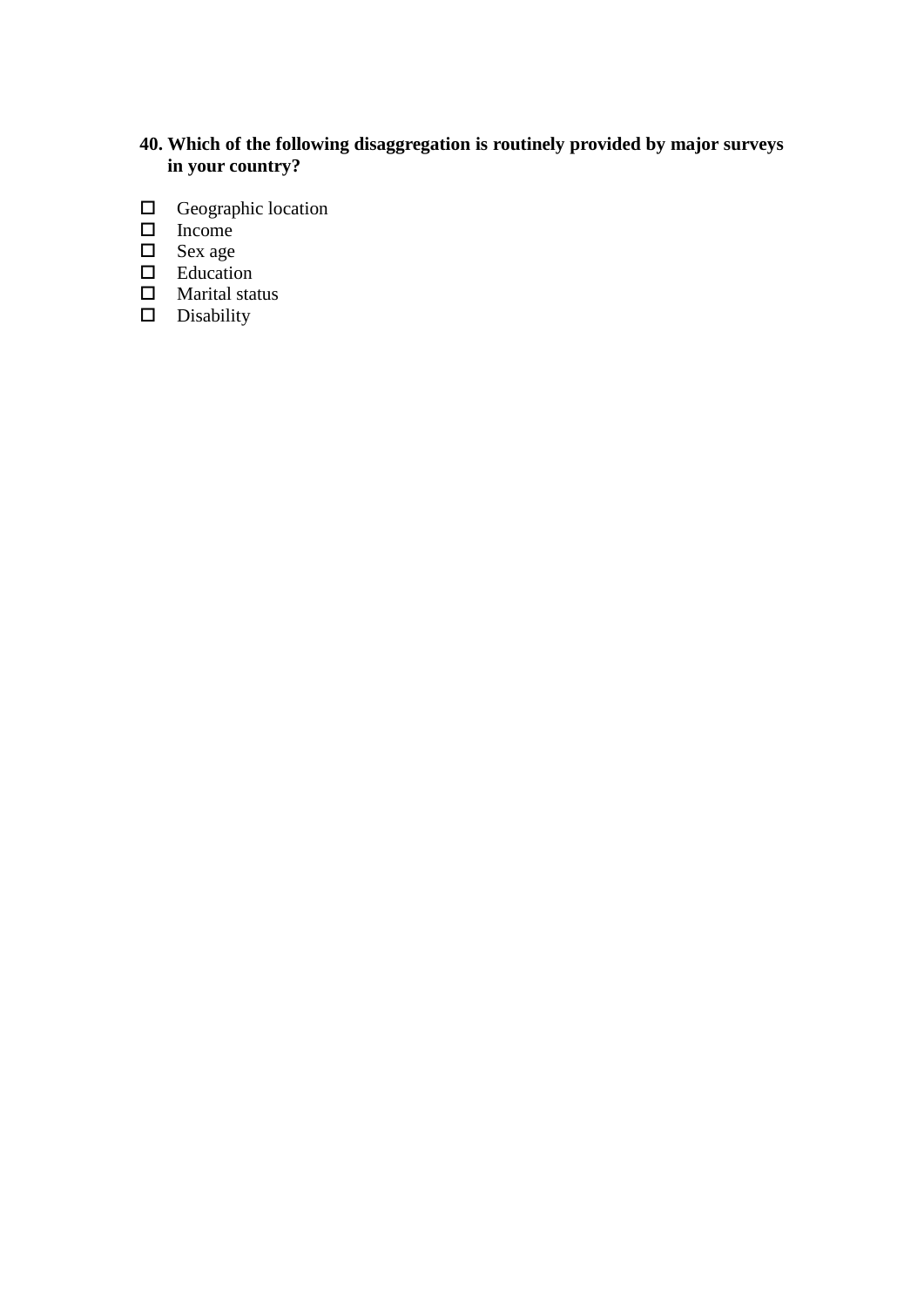**40. Which of the following disaggregation is routinely provided by major surveys in your country?**

- ☐ Geographic location
- ☐ Income
- ☐ Sex age
- ☐ Education
- ☐ Marital status
- ☐ Disability